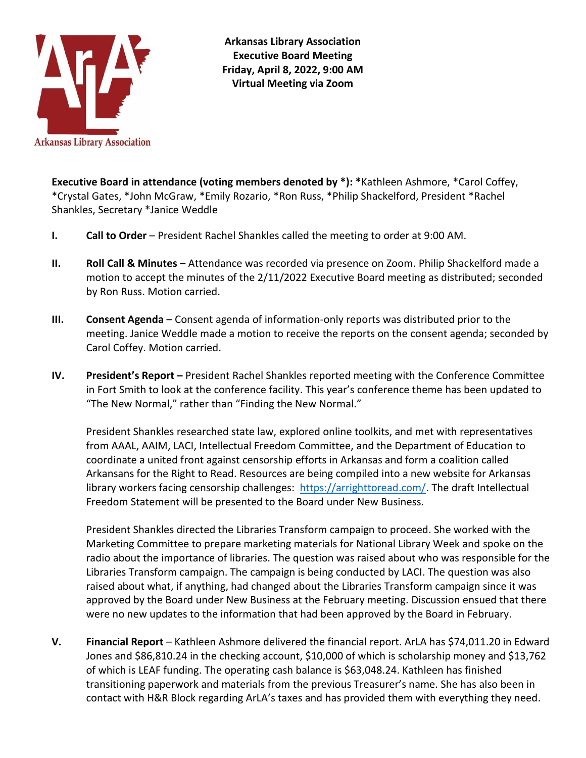**Arkansas Library Association**
**Executive Board Meeting**
**Friday, April 8, 2022, 9:00 AM**
**Virtual Meeting via Zoom**

**Executive Board in attendance (voting members denoted by *): ***Kathleen Ashmore, *Carol Coffey, *Crystal Gates, *John McGraw, *Emily Rozario, *Ron Russ, *Philip Shackelford, President *Rachel Shankles, Secretary *Janice Weddle

**I. Call to Order** – President Rachel Shankles called the meeting to order at 9:00 AM.

**II. Roll Call & Minutes** – Attendance was recorded via presence on Zoom. Philip Shackelford made a motion to accept the minutes of the 2/11/2022 Executive Board meeting as distributed; seconded by Ron Russ. Motion carried.

**III. Consent Agenda** – Consent agenda of information-only reports was distributed prior to the meeting. Janice Weddle made a motion to receive the reports on the consent agenda; seconded by Carol Coffey. Motion carried.

**IV. President's Report –** President Rachel Shankles reported meeting with the Conference Committee in Fort Smith to look at the conference facility. This year's conference theme has been updated to "The New Normal," rather than "Finding the New Normal."

President Shankles researched state law, explored online toolkits, and met with representatives from AAAL, AAIM, LACI, Intellectual Freedom Committee, and the Department of Education to coordinate a united front against censorship efforts in Arkansas and form a coalition called Arkansans for the Right to Read. Resources are being compiled into a new website for Arkansas library workers facing censorship challenges: [https://arrighttoread.com/](https://arrighttoread.com/). The draft Intellectual Freedom Statement will be presented to the Board under New Business.

President Shankles directed the Libraries Transform campaign to proceed. She worked with the Marketing Committee to prepare marketing materials for National Library Week and spoke on the radio about the importance of libraries. The question was raised about who was responsible for the Libraries Transform campaign. The campaign is being conducted by LACI. The question was also raised about what, if anything, had changed about the Libraries Transform campaign since it was approved by the Board under New Business at the February meeting. Discussion ensued that there were no new updates to the information that had been approved by the Board in February.

**V. Financial Report** – Kathleen Ashmore delivered the financial report. ArLA has $74,011.20 in Edward Jones and $86,810.24 in the checking account, $10,000 of which is scholarship money and $13,762 of which is LEAF funding. The operating cash balance is $63,048.24. Kathleen has finished transitioning paperwork and materials from the previous Treasurer's name. She has also been in contact with H&R Block regarding ArLA's taxes and has provided them with everything they need.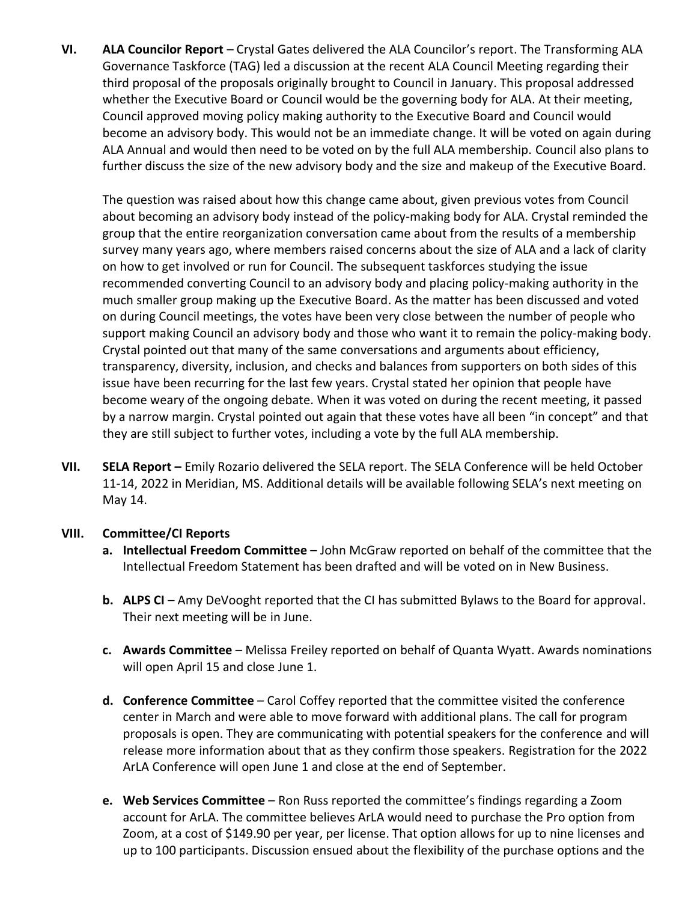**VI. ALA Councilor Report** – Crystal Gates delivered the ALA Councilor's report. The Transforming ALA Governance Taskforce (TAG) led a discussion at the recent ALA Council Meeting regarding their third proposal of the proposals originally brought to Council in January. This proposal addressed whether the Executive Board or Council would be the governing body for ALA. At their meeting, Council approved moving policy making authority to the Executive Board and Council would become an advisory body. This would not be an immediate change. It will be voted on again during ALA Annual and would then need to be voted on by the full ALA membership. Council also plans to further discuss the size of the new advisory body and the size and makeup of the Executive Board.

The question was raised about how this change came about, given previous votes from Council about becoming an advisory body instead of the policy-making body for ALA. Crystal reminded the group that the entire reorganization conversation came about from the results of a membership survey many years ago, where members raised concerns about the size of ALA and a lack of clarity on how to get involved or run for Council. The subsequent taskforces studying the issue recommended converting Council to an advisory body and placing policy-making authority in the much smaller group making up the Executive Board. As the matter has been discussed and voted on during Council meetings, the votes have been very close between the number of people who support making Council an advisory body and those who want it to remain the policy-making body. Crystal pointed out that many of the same conversations and arguments about efficiency, transparency, diversity, inclusion, and checks and balances from supporters on both sides of this issue have been recurring for the last few years. Crystal stated her opinion that people have become weary of the ongoing debate. When it was voted on during the recent meeting, it passed by a narrow margin. Crystal pointed out again that these votes have all been "in concept" and that they are still subject to further votes, including a vote by the full ALA membership.

**VII. SELA Report –** Emily Rozario delivered the SELA report. The SELA Conference will be held October 11-14, 2022 in Meridian, MS. Additional details will be available following SELA's next meeting on May 14.

**VIII. Committee/CI Reports**

a. **Intellectual Freedom Committee** – John McGraw reported on behalf of the committee that the Intellectual Freedom Statement has been drafted and will be voted on in New Business.

b. **ALPS CI** – Amy DeVooght reported that the CI has submitted Bylaws to the Board for approval. Their next meeting will be in June.

c. **Awards Committee** – Melissa Freiley reported on behalf of Quanta Wyatt. Awards nominations will open April 15 and close June 1.

d. **Conference Committee** – Carol Coffey reported that the committee visited the conference center in March and were able to move forward with additional plans. The call for program proposals is open. They are communicating with potential speakers for the conference and will release more information about that as they confirm those speakers. Registration for the 2022 ArLA Conference will open June 1 and close at the end of September.

e. **Web Services Committee** – Ron Russ reported the committee's findings regarding a Zoom account for ArLA. The committee believes ArLA would need to purchase the Pro option from Zoom, at a cost of $149.90 per year, per license. That option allows for up to nine licenses and up to 100 participants. Discussion ensued about the flexibility of the purchase options and the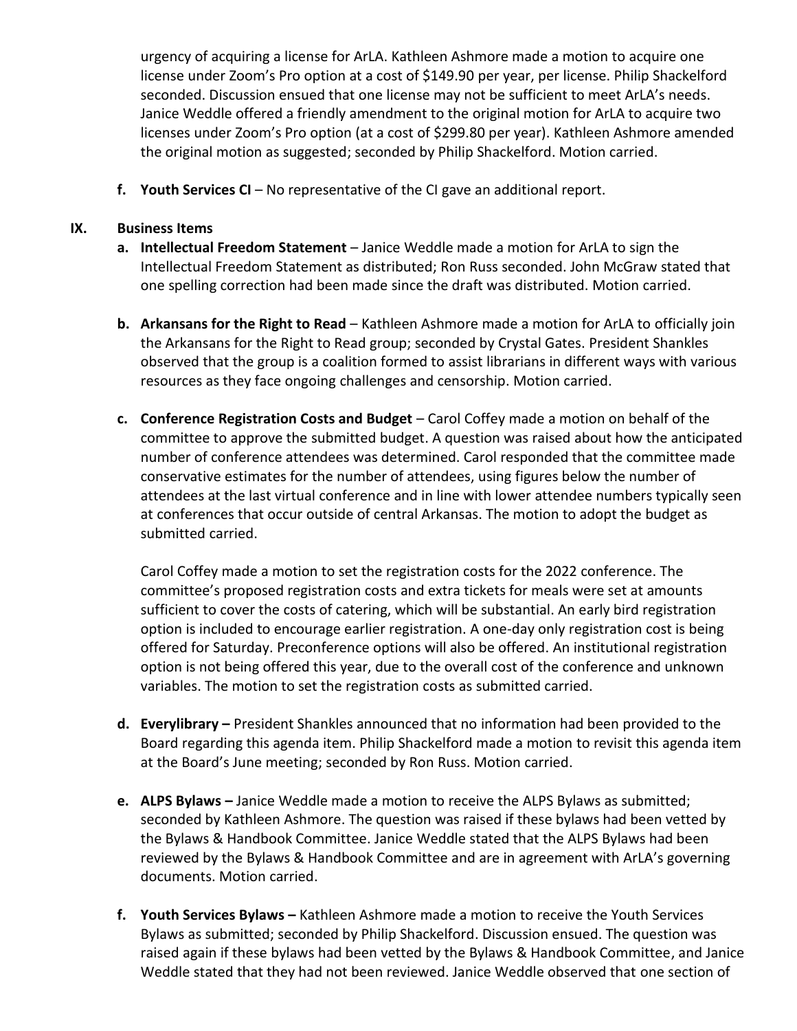urgency of acquiring a license for ArLA. Kathleen Ashmore made a motion to acquire one license under Zoom's Pro option at a cost of $149.90 per year, per license. Philip Shackelford seconded. Discussion ensued that one license may not be sufficient to meet ArLA's needs. Janice Weddle offered a friendly amendment to the original motion for ArLA to acquire two licenses under Zoom's Pro option (at a cost of $299.80 per year). Kathleen Ashmore amended the original motion as suggested; seconded by Philip Shackelford. Motion carried.

f. **Youth Services CI** – No representative of the CI gave an additional report.

## IX. Business Items

a. **Intellectual Freedom Statement** – Janice Weddle made a motion for ArLA to sign the Intellectual Freedom Statement as distributed; Ron Russ seconded. John McGraw stated that one spelling correction had been made since the draft was distributed. Motion carried.

b. **Arkansans for the Right to Read** – Kathleen Ashmore made a motion for ArLA to officially join the Arkansans for the Right to Read group; seconded by Crystal Gates. President Shankles observed that the group is a coalition formed to assist librarians in different ways with various resources as they face ongoing challenges and censorship. Motion carried.

c. **Conference Registration Costs and Budget** – Carol Coffey made a motion on behalf of the committee to approve the submitted budget. A question was raised about how the anticipated number of conference attendees was determined. Carol responded that the committee made conservative estimates for the number of attendees, using figures below the number of attendees at the last virtual conference and in line with lower attendee numbers typically seen at conferences that occur outside of central Arkansas. The motion to adopt the budget as submitted carried.

   Carol Coffey made a motion to set the registration costs for the 2022 conference. The committee's proposed registration costs and extra tickets for meals were set at amounts sufficient to cover the costs of catering, which will be substantial. An early bird registration option is included to encourage earlier registration. A one-day only registration cost is being offered for Saturday. Preconference options will also be offered. An institutional registration option is not being offered this year, due to the overall cost of the conference and unknown variables. The motion to set the registration costs as submitted carried.

d. **Everylibrary –** President Shankles announced that no information had been provided to the Board regarding this agenda item. Philip Shackelford made a motion to revisit this agenda item at the Board's June meeting; seconded by Ron Russ. Motion carried.

e. **ALPS Bylaws –** Janice Weddle made a motion to receive the ALPS Bylaws as submitted; seconded by Kathleen Ashmore. The question was raised if these bylaws had been vetted by the Bylaws & Handbook Committee. Janice Weddle stated that the ALPS Bylaws had been reviewed by the Bylaws & Handbook Committee and are in agreement with ArLA's governing documents. Motion carried.

f. **Youth Services Bylaws –** Kathleen Ashmore made a motion to receive the Youth Services Bylaws as submitted; seconded by Philip Shackelford. Discussion ensued. The question was raised again if these bylaws had been vetted by the Bylaws & Handbook Committee, and Janice Weddle stated that they had not been reviewed. Janice Weddle observed that one section of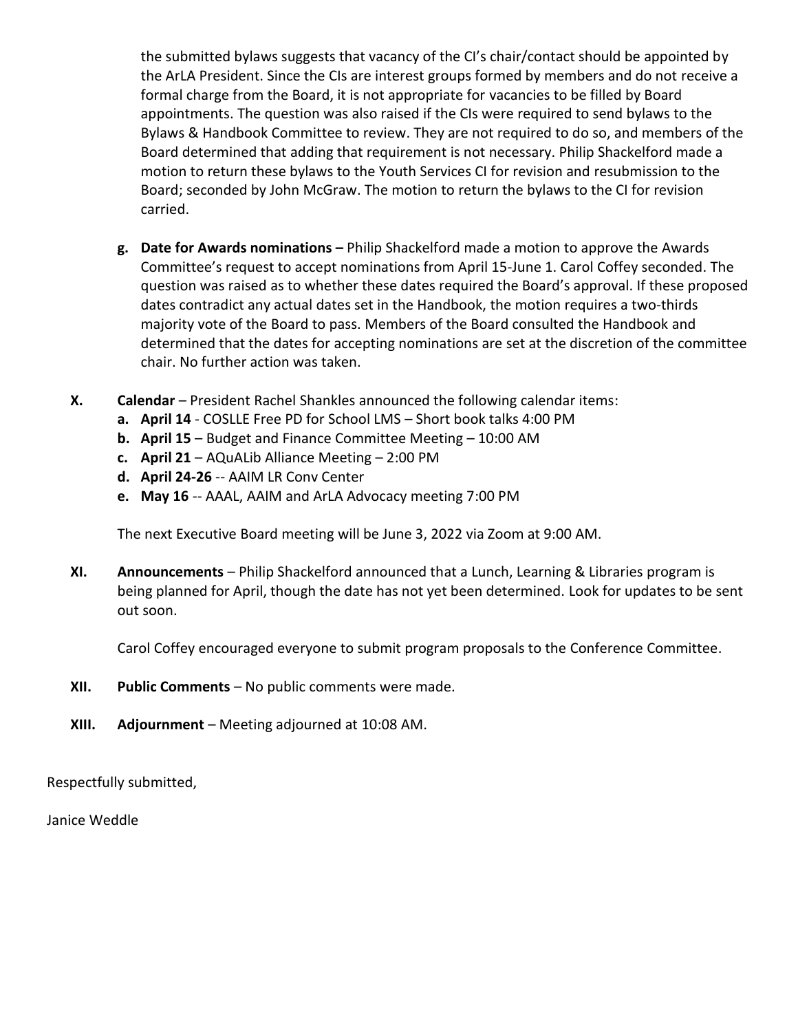the submitted bylaws suggests that vacancy of the CI's chair/contact should be appointed by the ArLA President. Since the CIs are interest groups formed by members and do not receive a formal charge from the Board, it is not appropriate for vacancies to be filled by Board appointments. The question was also raised if the CIs were required to send bylaws to the Bylaws & Handbook Committee to review. They are not required to do so, and members of the Board determined that adding that requirement is not necessary. Philip Shackelford made a motion to return these bylaws to the Youth Services CI for revision and resubmission to the Board; seconded by John McGraw. The motion to return the bylaws to the CI for revision carried.

g. **Date for Awards nominations –** Philip Shackelford made a motion to approve the Awards Committee's request to accept nominations from April 15-June 1. Carol Coffey seconded. The question was raised as to whether these dates required the Board's approval. If these proposed dates contradict any actual dates set in the Handbook, the motion requires a two-thirds majority vote of the Board to pass. Members of the Board consulted the Handbook and determined that the dates for accepting nominations are set at the discretion of the committee chair. No further action was taken.

**X. Calendar** – President Rachel Shankles announced the following calendar items:

a. **April 14** - COSLLE Free PD for School LMS – Short book talks 4:00 PM
b. **April 15** – Budget and Finance Committee Meeting – 10:00 AM
c. **April 21** – AQuALib Alliance Meeting – 2:00 PM
d. **April 24-26** -- AAIM LR Conv Center
e. **May 16** -- AAAL, AAIM and ArLA Advocacy meeting 7:00 PM

The next Executive Board meeting will be June 3, 2022 via Zoom at 9:00 AM.

**XI. Announcements** – Philip Shackelford announced that a Lunch, Learning & Libraries program is being planned for April, though the date has not yet been determined. Look for updates to be sent out soon.

Carol Coffey encouraged everyone to submit program proposals to the Conference Committee.

**XII. Public Comments** – No public comments were made.

**XIII. Adjournment** – Meeting adjourned at 10:08 AM.

Respectfully submitted,

Janice Weddle